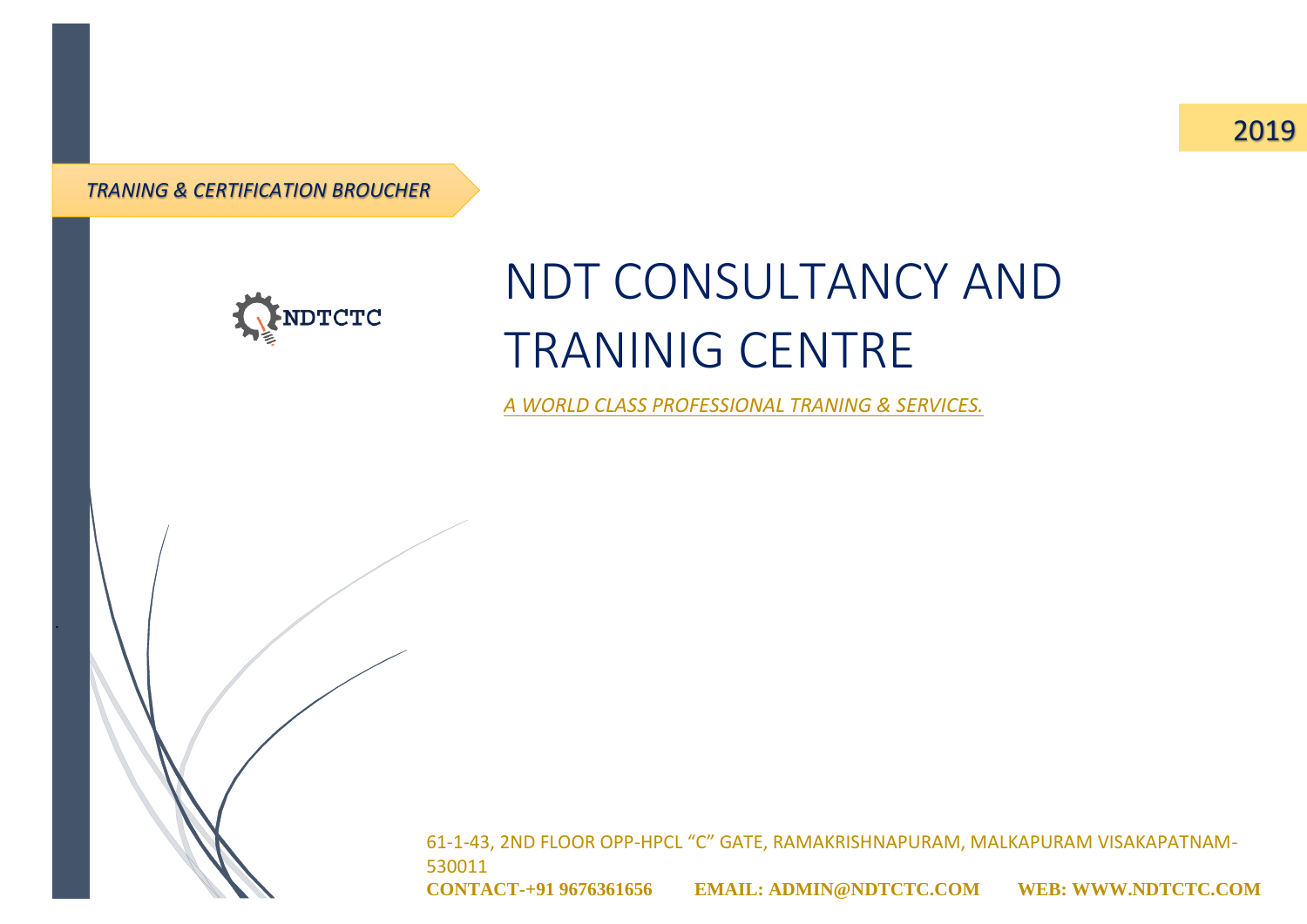2019

*TRANING & CERTIFICATION BROUCHER*

NDTCTC

# NDT CONSULTANCY AND TRANINIG CENTRE

*A WORLD CLASS PROFESSIONAL TRANING & SERVICES.*

61-1-43, 2ND FLOOR OPP-HPCL "C" GATE, RAMAKRISHNAPURAM, MALKAPURAM VISAKAPATNAM-530011

**CONTACT-+91 9676361656 EMAIL: ADMIN@NDTCTC.COM WEB: WWW.NDTCTC.COM**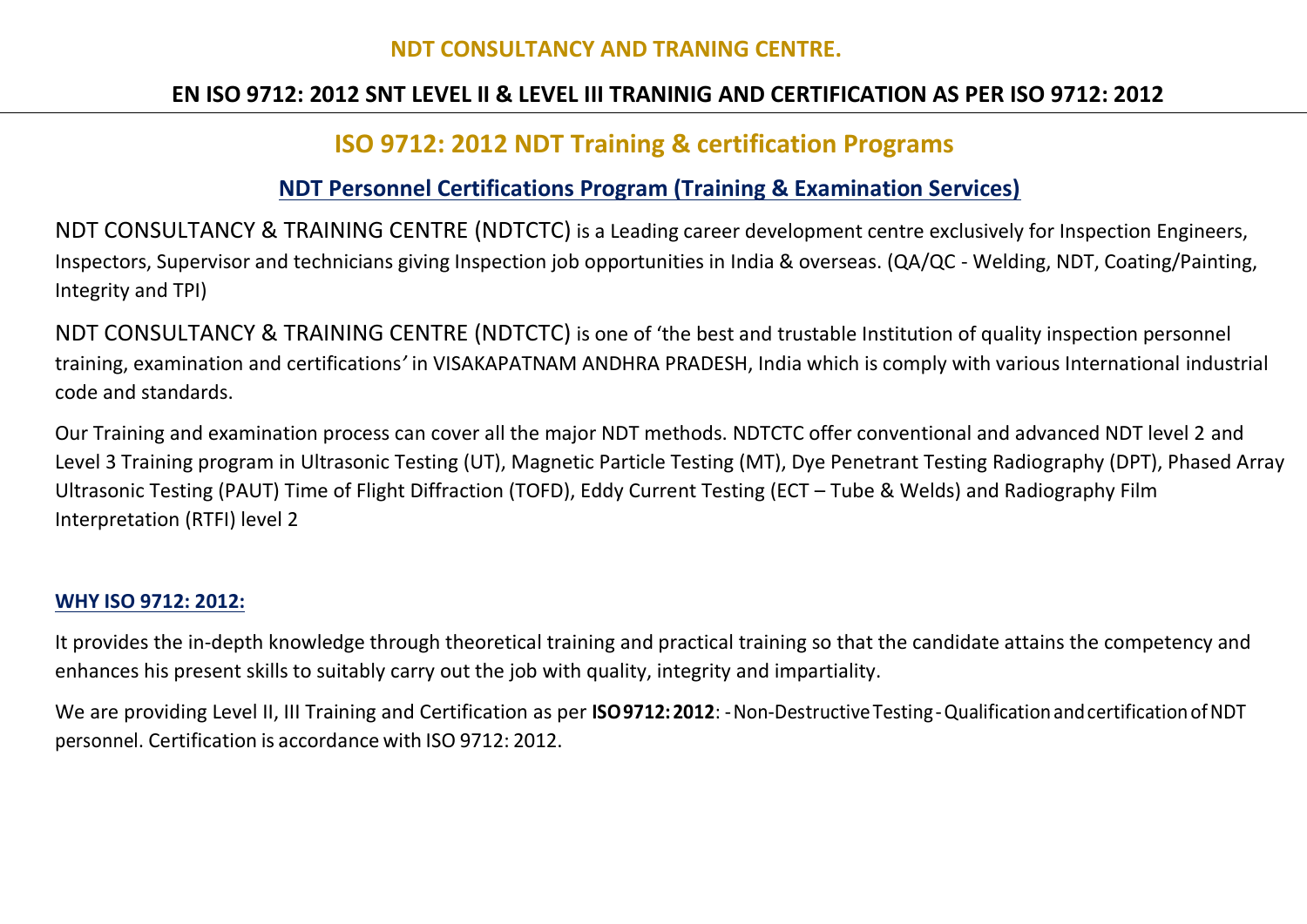**NDT CONSULTANCY AND TRANING CENTRE.**

**EN ISO 9712: 2012 SNT LEVEL II & LEVEL III TRANINIG AND CERTIFICATION AS PER ISO 9712: 2012**

## ISO 9712: 2012 NDT Training & certification Programs

### NDT Personnel Certifications Program (Training & Examination Services)

NDT CONSULTANCY & TRAINING CENTRE (NDTCTC) is a Leading career development centre exclusively for Inspection Engineers, Inspectors, Supervisor and technicians giving Inspection job opportunities in India & overseas. (QA/QC - Welding, NDT, Coating/Painting, Integrity and TPI)

NDT CONSULTANCY & TRAINING CENTRE (NDTCTC) is one of 'the best and trustable Institution of quality inspection personnel training, examination and certifications' in VISAKAPATNAM ANDHRA PRADESH, India which is comply with various International industrial code and standards.

Our Training and examination process can cover all the major NDT methods. NDTCTC offer conventional and advanced NDT level 2 and Level 3 Training program in Ultrasonic Testing (UT), Magnetic Particle Testing (MT), Dye Penetrant Testing Radiography (DPT), Phased Array Ultrasonic Testing (PAUT) Time of Flight Diffraction (TOFD), Eddy Current Testing (ECT – Tube & Welds) and Radiography Film Interpretation (RTFI) level 2

**WHY ISO 9712: 2012:**

It provides the in-depth knowledge through theoretical training and practical training so that the candidate attains the competency and enhances his present skills to suitably carry out the job with quality, integrity and impartiality.

We are providing Level II, III Training and Certification as per **ISO 9712: 2012**: - Non-Destructive Testing - Qualification and certification of NDT personnel. Certification is accordance with ISO 9712: 2012.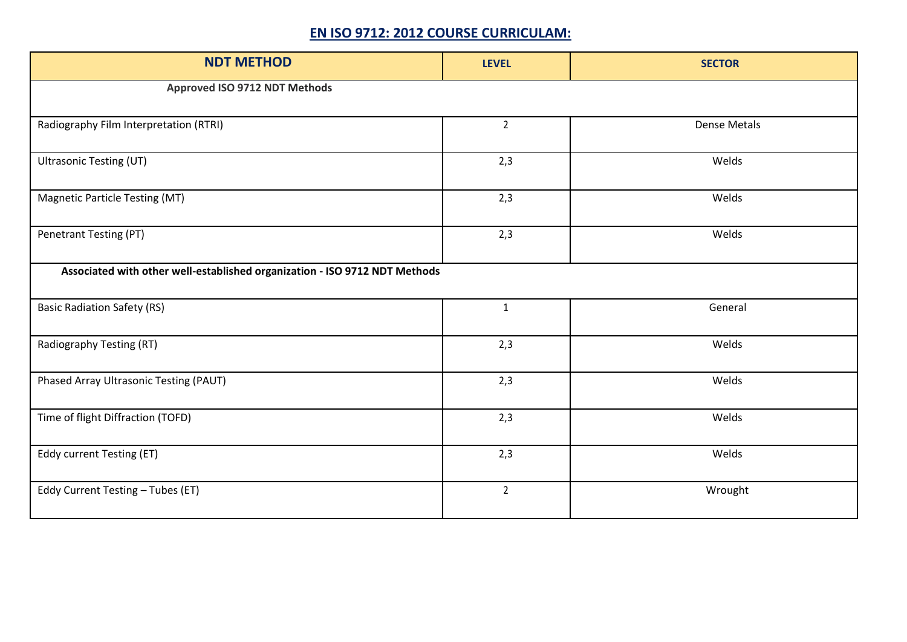## EN ISO 9712: 2012 COURSE CURRICULAM:

| NDT METHOD | LEVEL | SECTOR |
|---|---|---|
| **Approved ISO 9712 NDT Methods** | | |
| Radiography Film Interpretation (RTRI) | 2 | Dense Metals |
| Ultrasonic Testing (UT) | 2,3 | Welds |
| Magnetic Particle Testing (MT) | 2,3 | Welds |
| Penetrant Testing (PT) | 2,3 | Welds |
| **Associated with other well-established organization - ISO 9712 NDT Methods** | | |
| Basic Radiation Safety (RS) | 1 | General |
| Radiography Testing (RT) | 2,3 | Welds |
| Phased Array Ultrasonic Testing (PAUT) | 2,3 | Welds |
| Time of flight Diffraction (TOFD) | 2,3 | Welds |
| Eddy current Testing (ET) | 2,3 | Welds |
| Eddy Current Testing – Tubes (ET) | 2 | Wrought |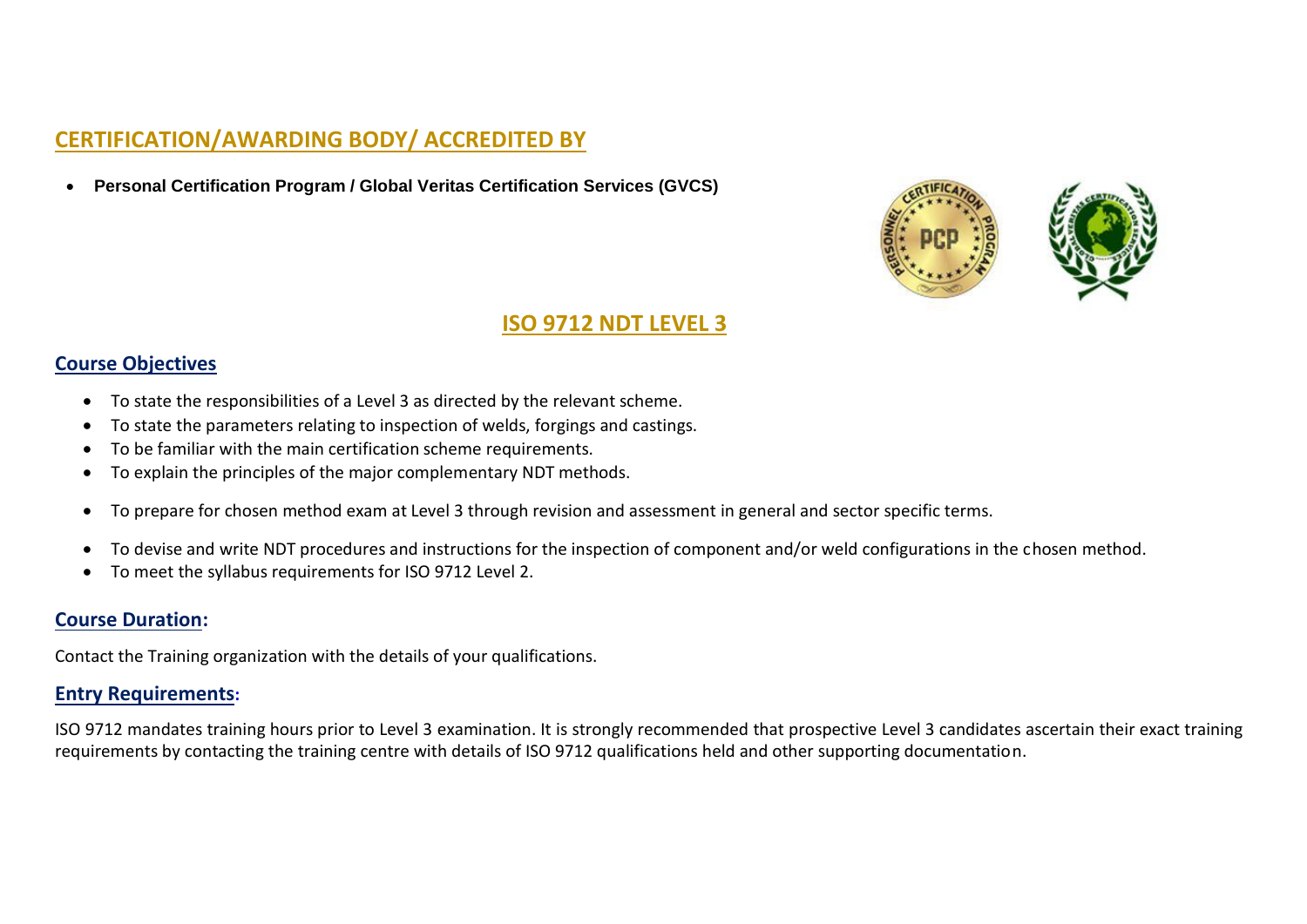## CERTIFICATION/AWARDING BODY/ ACCREDITED BY

- **Personal Certification Program / Global Veritas Certification Services (GVCS)**

# ISO 9712 NDT LEVEL 3

## Course Objectives

- To state the responsibilities of a Level 3 as directed by the relevant scheme.
- To state the parameters relating to inspection of welds, forgings and castings.
- To be familiar with the main certification scheme requirements.
- To explain the principles of the major complementary NDT methods.
- To prepare for chosen method exam at Level 3 through revision and assessment in general and sector specific terms.
- To devise and write NDT procedures and instructions for the inspection of component and/or weld configurations in the chosen method.
- To meet the syllabus requirements for ISO 9712 Level 2.

## Course Duration:

Contact the Training organization with the details of your qualifications.

## Entry Requirements:

ISO 9712 mandates training hours prior to Level 3 examination. It is strongly recommended that prospective Level 3 candidates ascertain their exact training requirements by contacting the training centre with details of ISO 9712 qualifications held and other supporting documentation.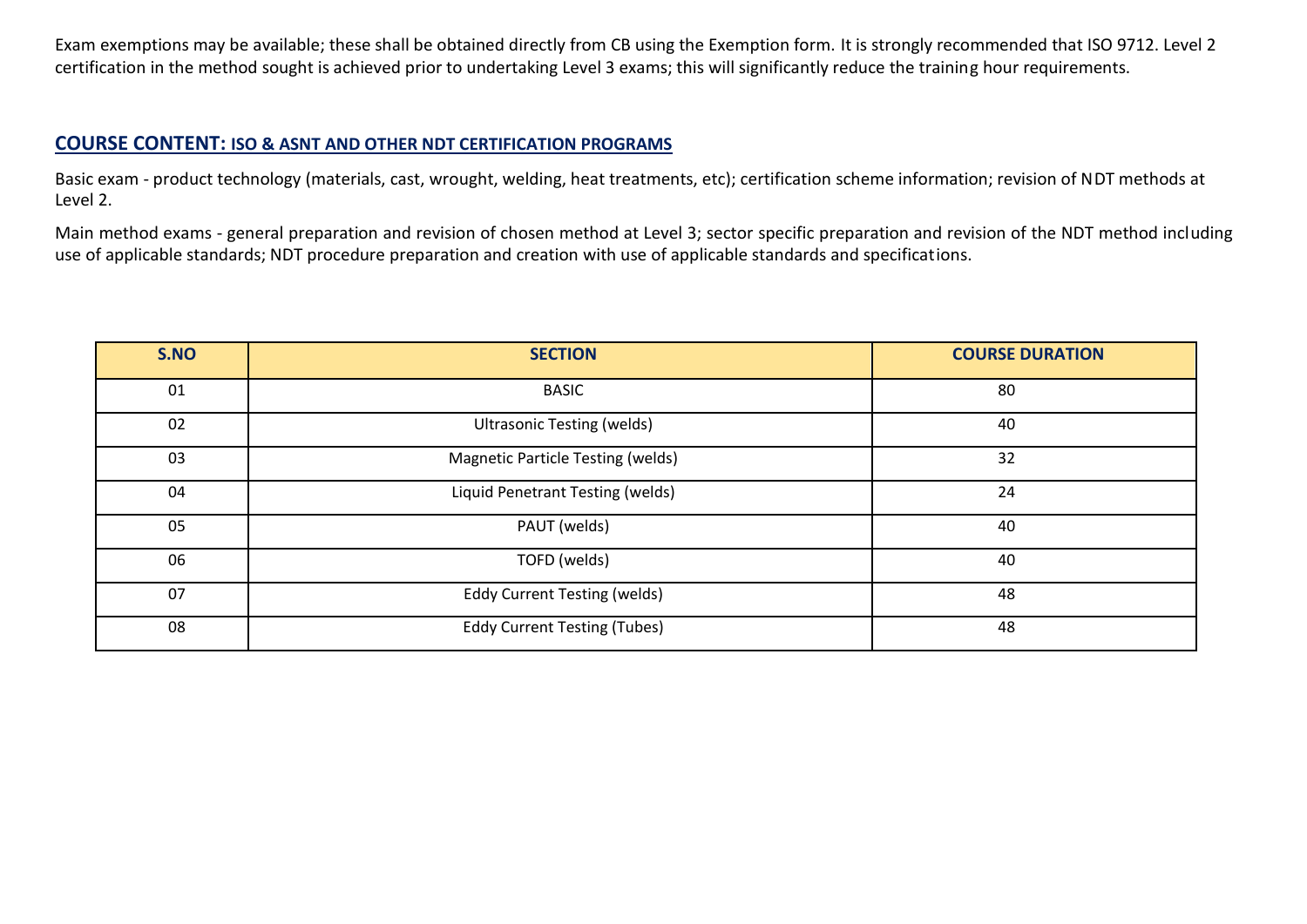Exam exemptions may be available; these shall be obtained directly from CB using the Exemption form. It is strongly recommended that ISO 9712. Level 2 certification in the method sought is achieved prior to undertaking Level 3 exams; this will significantly reduce the training hour requirements.

## COURSE CONTENT: ISO & ASNT AND OTHER NDT CERTIFICATION PROGRAMS

Basic exam - product technology (materials, cast, wrought, welding, heat treatments, etc); certification scheme information; revision of NDT methods at Level 2.

Main method exams - general preparation and revision of chosen method at Level 3; sector specific preparation and revision of the NDT method including use of applicable standards; NDT procedure preparation and creation with use of applicable standards and specifications.

| S.NO | SECTION | COURSE DURATION |
|---|---|---|
| 01 | BASIC | 80 |
| 02 | Ultrasonic Testing (welds) | 40 |
| 03 | Magnetic Particle Testing (welds) | 32 |
| 04 | Liquid Penetrant Testing (welds) | 24 |
| 05 | PAUT (welds) | 40 |
| 06 | TOFD (welds) | 40 |
| 07 | Eddy Current Testing (welds) | 48 |
| 08 | Eddy Current Testing (Tubes) | 48 |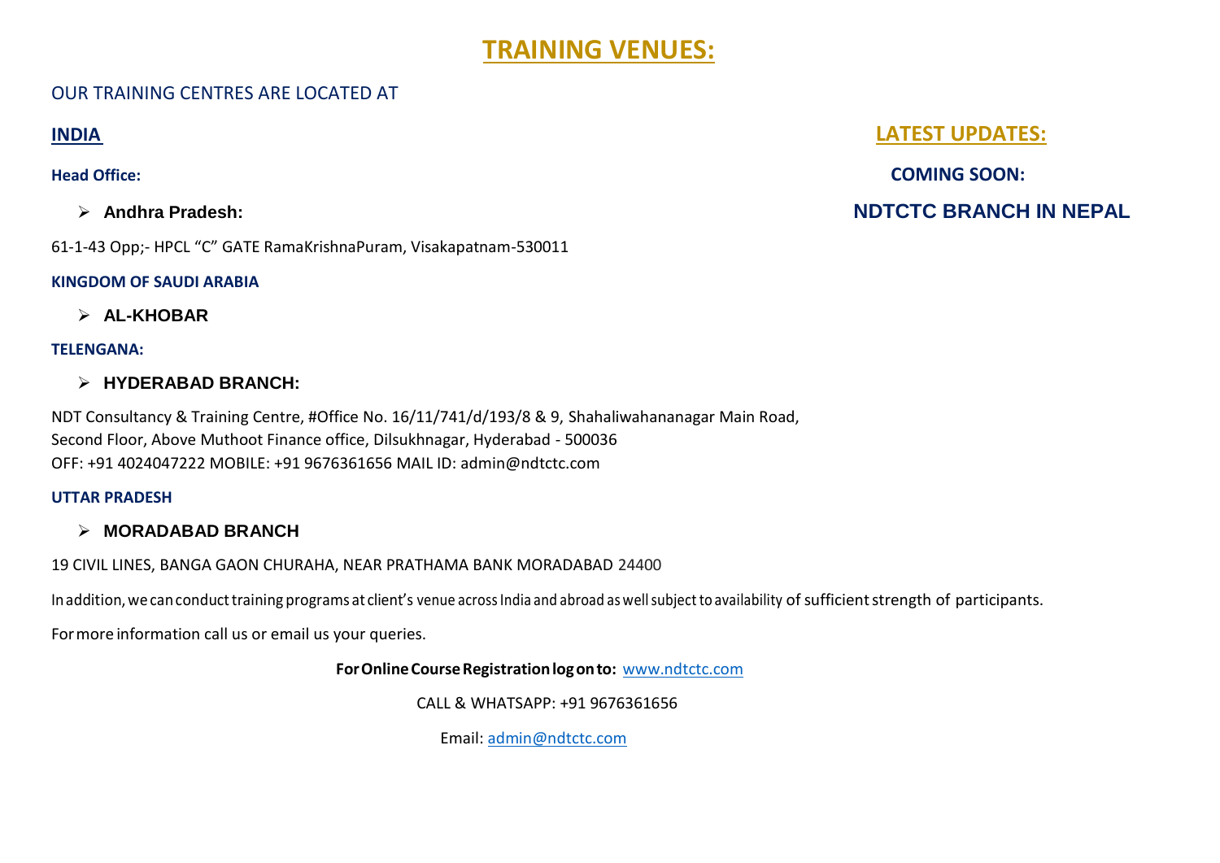# TRAINING VENUES:

OUR TRAINING CENTRES ARE LOCATED AT

## INDIA

**Head Office:**

- **Andhra Pradesh:**

61-1-43 Opp;- HPCL "C" GATE RamaKrishnaPuram, Visakapatnam-530011

**KINGDOM OF SAUDI ARABIA**

- **AL-KHOBAR**

**TELENGANA:**

- **HYDERABAD BRANCH:**

NDT Consultancy & Training Centre, #Office No. 16/11/741/d/193/8 & 9, Shahaliwahananagar Main Road,
Second Floor, Above Muthoot Finance office, Dilsukhnagar, Hyderabad - 500036
OFF: +91 4024047222 MOBILE: +91 9676361656 MAIL ID: admin@ndtctc.com

**UTTAR PRADESH**

- **MORADABAD BRANCH**

19 CIVIL LINES, BANGA GAON CHURAHA, NEAR PRATHAMA BANK MORADABAD 24400

In addition, we can conduct training programs at client's venue across India and abroad as well subject to availability of sufficient strength of participants.

For more information call us or email us your queries.

**For Online Course Registration log on to:** www.ndtctc.com

CALL & WHATSAPP: +91 9676361656

Email: admin@ndtctc.com

## LATEST UPDATES:

**COMING SOON:**

**NDTCTC BRANCH IN NEPAL**